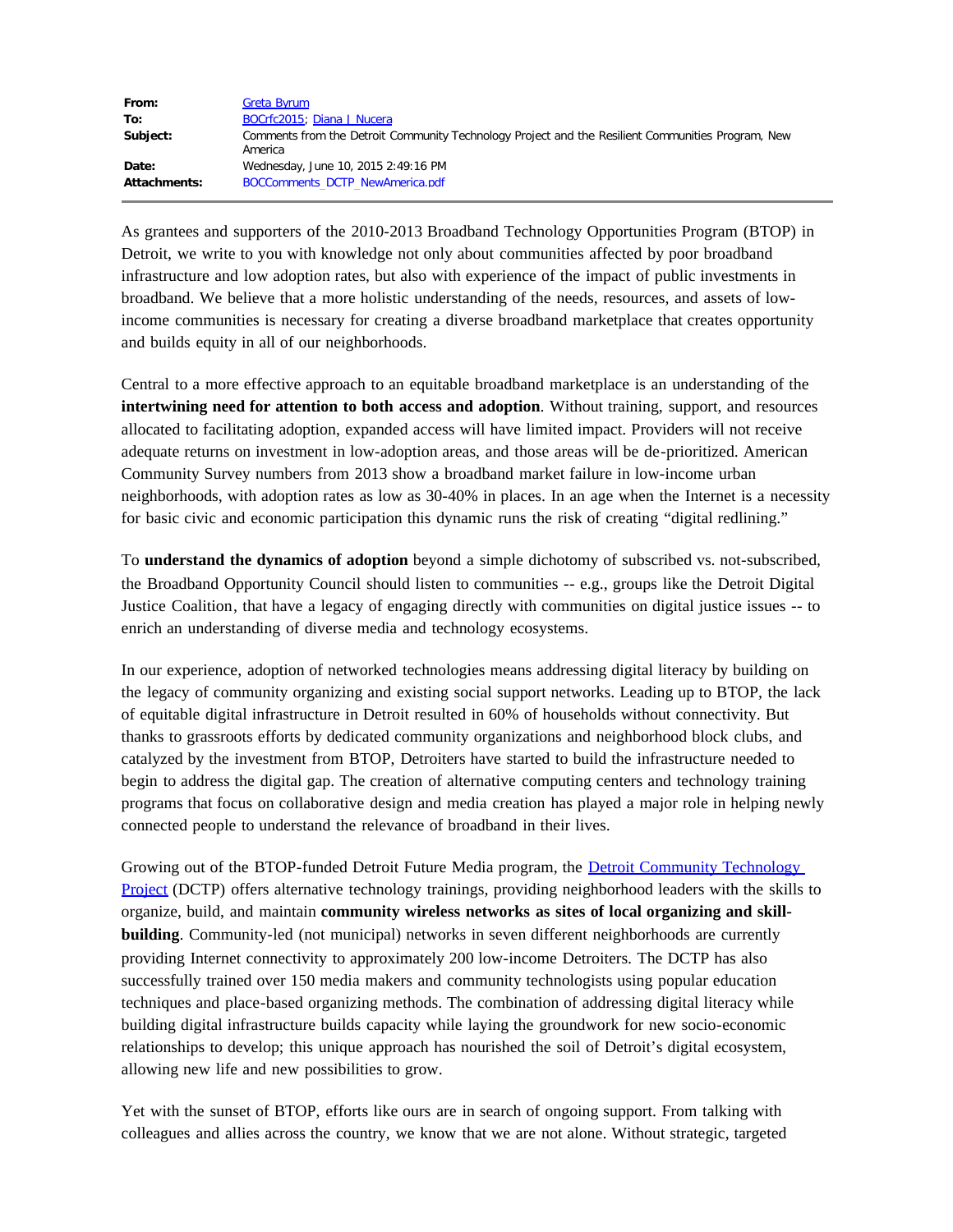| | |
|---|---|
| **From:** | Greta Byrum |
| **To:** | BOCrfc2015; Diana J Nucera |
| **Subject:** | Comments from the Detroit Community Technology Project and the Resilient Communities Program, New America |
| **Date:** | Wednesday, June 10, 2015 2:49:16 PM |
| **Attachments:** | BOCComments_DCTP_NewAmerica.pdf |

As grantees and supporters of the 2010-2013 Broadband Technology Opportunities Program (BTOP) in Detroit, we write to you with knowledge not only about communities affected by poor broadband infrastructure and low adoption rates, but also with experience of the impact of public investments in broadband. We believe that a more holistic understanding of the needs, resources, and assets of low-income communities is necessary for creating a diverse broadband marketplace that creates opportunity and builds equity in all of our neighborhoods.

Central to a more effective approach to an equitable broadband marketplace is an understanding of the **intertwining need for attention to both access and adoption**. Without training, support, and resources allocated to facilitating adoption, expanded access will have limited impact. Providers will not receive adequate returns on investment in low-adoption areas, and those areas will be de-prioritized. American Community Survey numbers from 2013 show a broadband market failure in low-income urban neighborhoods, with adoption rates as low as 30-40% in places. In an age when the Internet is a necessity for basic civic and economic participation this dynamic runs the risk of creating "digital redlining."

To **understand the dynamics of adoption** beyond a simple dichotomy of subscribed vs. not-subscribed, the Broadband Opportunity Council should listen to communities -- e.g., groups like the Detroit Digital Justice Coalition, that have a legacy of engaging directly with communities on digital justice issues -- to enrich an understanding of diverse media and technology ecosystems.

In our experience, adoption of networked technologies means addressing digital literacy by building on the legacy of community organizing and existing social support networks. Leading up to BTOP, the lack of equitable digital infrastructure in Detroit resulted in 60% of households without connectivity. But thanks to grassroots efforts by dedicated community organizations and neighborhood block clubs, and catalyzed by the investment from BTOP, Detroiters have started to build the infrastructure needed to begin to address the digital gap. The creation of alternative computing centers and technology training programs that focus on collaborative design and media creation has played a major role in helping newly connected people to understand the relevance of broadband in their lives.

Growing out of the BTOP-funded Detroit Future Media program, the Detroit Community Technology Project (DCTP) offers alternative technology trainings, providing neighborhood leaders with the skills to organize, build, and maintain **community wireless networks as sites of local organizing and skill-building**. Community-led (not municipal) networks in seven different neighborhoods are currently providing Internet connectivity to approximately 200 low-income Detroiters. The DCTP has also successfully trained over 150 media makers and community technologists using popular education techniques and place-based organizing methods. The combination of addressing digital literacy while building digital infrastructure builds capacity while laying the groundwork for new socio-economic relationships to develop; this unique approach has nourished the soil of Detroit's digital ecosystem, allowing new life and new possibilities to grow.

Yet with the sunset of BTOP, efforts like ours are in search of ongoing support. From talking with colleagues and allies across the country, we know that we are not alone. Without strategic, targeted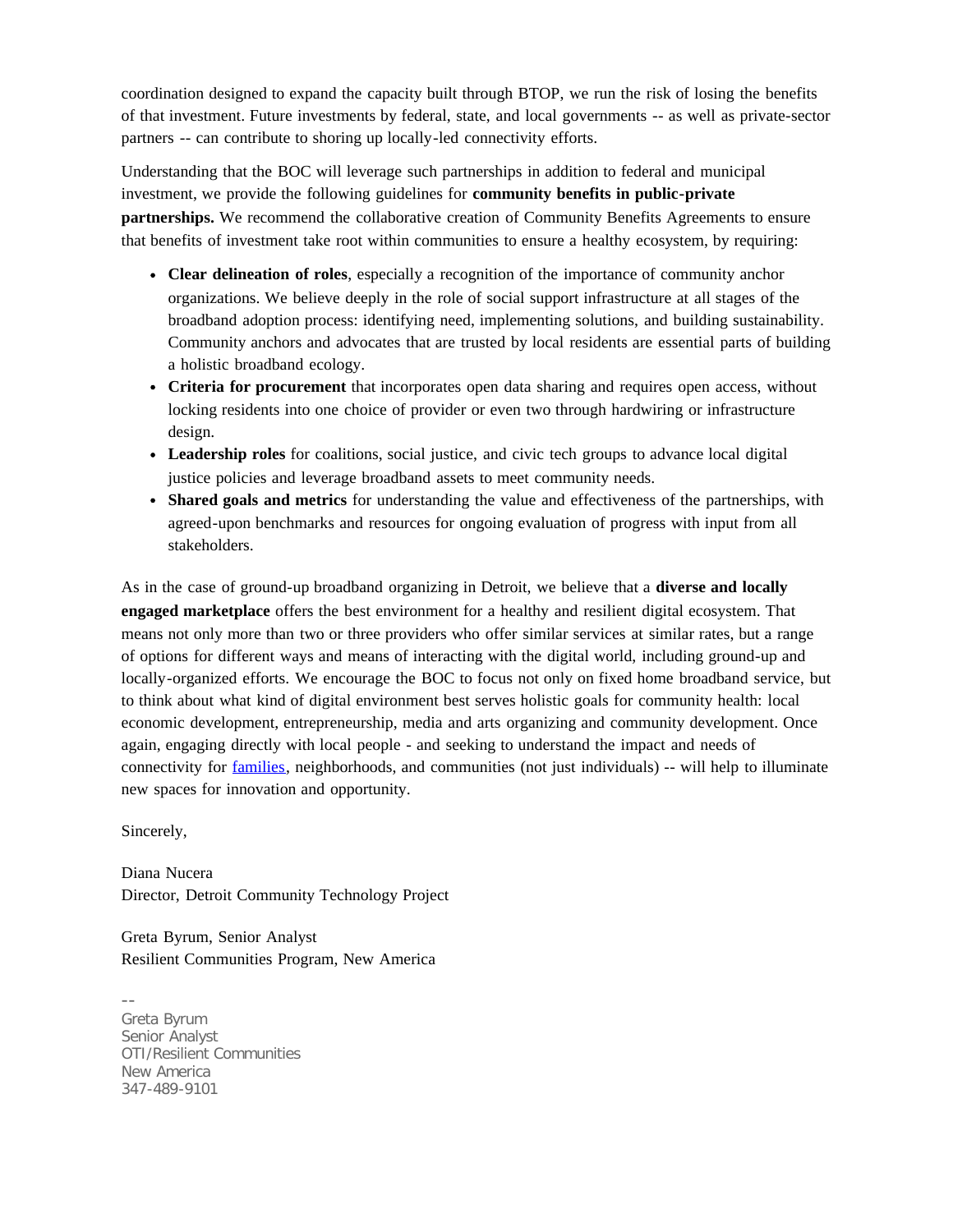coordination designed to expand the capacity built through BTOP, we run the risk of losing the benefits of that investment. Future investments by federal, state, and local governments -- as well as private-sector partners -- can contribute to shoring up locally-led connectivity efforts.

Understanding that the BOC will leverage such partnerships in addition to federal and municipal investment, we provide the following guidelines for **community benefits in public-private partnerships.** We recommend the collaborative creation of Community Benefits Agreements to ensure that benefits of investment take root within communities to ensure a healthy ecosystem, by requiring:

- **Clear delineation of roles**, especially a recognition of the importance of community anchor organizations. We believe deeply in the role of social support infrastructure at all stages of the broadband adoption process: identifying need, implementing solutions, and building sustainability. Community anchors and advocates that are trusted by local residents are essential parts of building a holistic broadband ecology.
- **Criteria for procurement** that incorporates open data sharing and requires open access, without locking residents into one choice of provider or even two through hardwiring or infrastructure design.
- **Leadership roles** for coalitions, social justice, and civic tech groups to advance local digital justice policies and leverage broadband assets to meet community needs.
- **Shared goals and metrics** for understanding the value and effectiveness of the partnerships, with agreed-upon benchmarks and resources for ongoing evaluation of progress with input from all stakeholders.

As in the case of ground-up broadband organizing in Detroit, we believe that a **diverse and locally engaged marketplace** offers the best environment for a healthy and resilient digital ecosystem. That means not only more than two or three providers who offer similar services at similar rates, but a range of options for different ways and means of interacting with the digital world, including ground-up and locally-organized efforts. We encourage the BOC to focus not only on fixed home broadband service, but to think about what kind of digital environment best serves holistic goals for community health: local economic development, entrepreneurship, media and arts organizing and community development. Once again, engaging directly with local people - and seeking to understand the impact and needs of connectivity for families, neighborhoods, and communities (not just individuals) -- will help to illuminate new spaces for innovation and opportunity.

Sincerely,

Diana Nucera
Director, Detroit Community Technology Project

Greta Byrum, Senior Analyst
Resilient Communities Program, New America

--
Greta Byrum
Senior Analyst
OTI/Resilient Communities
New America
347-489-9101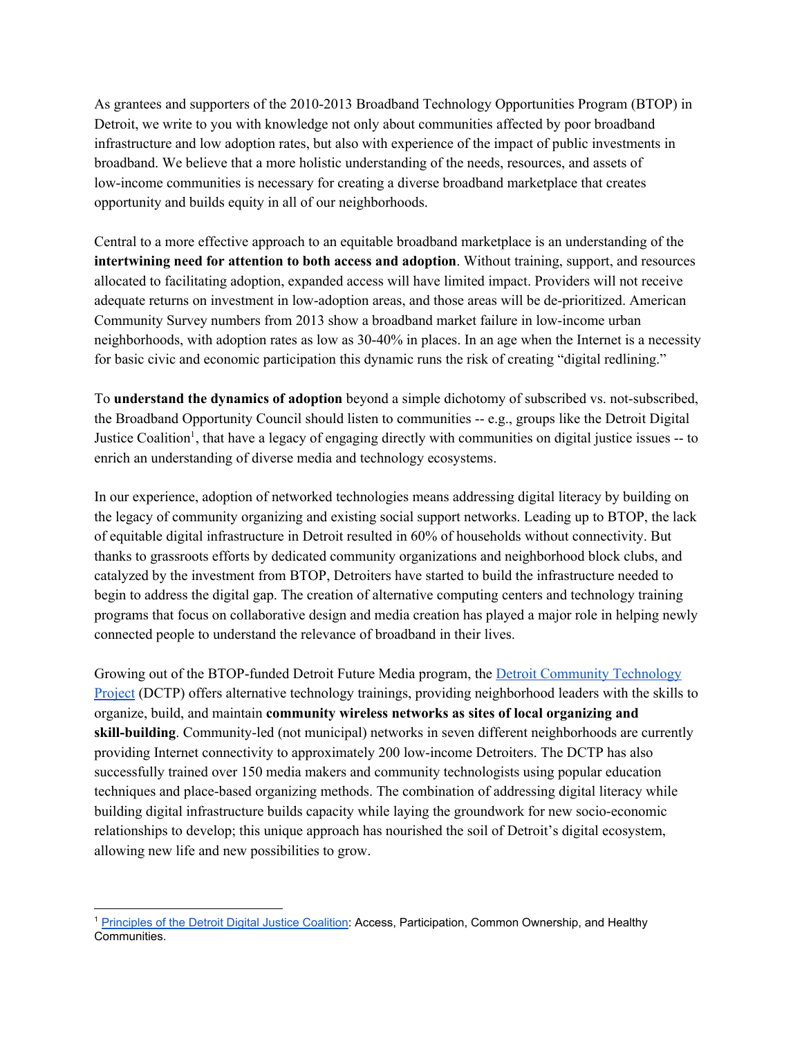As grantees and supporters of the 2010-2013 Broadband Technology Opportunities Program (BTOP) in Detroit, we write to you with knowledge not only about communities affected by poor broadband infrastructure and low adoption rates, but also with experience of the impact of public investments in broadband. We believe that a more holistic understanding of the needs, resources, and assets of low-income communities is necessary for creating a diverse broadband marketplace that creates opportunity and builds equity in all of our neighborhoods.

Central to a more effective approach to an equitable broadband marketplace is an understanding of the **intertwining need for attention to both access and adoption**. Without training, support, and resources allocated to facilitating adoption, expanded access will have limited impact. Providers will not receive adequate returns on investment in low-adoption areas, and those areas will be de-prioritized. American Community Survey numbers from 2013 show a broadband market failure in low-income urban neighborhoods, with adoption rates as low as 30-40% in places. In an age when the Internet is a necessity for basic civic and economic participation this dynamic runs the risk of creating "digital redlining."

To **understand the dynamics of adoption** beyond a simple dichotomy of subscribed vs. not-subscribed, the Broadband Opportunity Council should listen to communities -- e.g., groups like the Detroit Digital Justice Coalition[1], that have a legacy of engaging directly with communities on digital justice issues -- to enrich an understanding of diverse media and technology ecosystems.

In our experience, adoption of networked technologies means addressing digital literacy by building on the legacy of community organizing and existing social support networks. Leading up to BTOP, the lack of equitable digital infrastructure in Detroit resulted in 60% of households without connectivity. But thanks to grassroots efforts by dedicated community organizations and neighborhood block clubs, and catalyzed by the investment from BTOP, Detroiters have started to build the infrastructure needed to begin to address the digital gap. The creation of alternative computing centers and technology training programs that focus on collaborative design and media creation has played a major role in helping newly connected people to understand the relevance of broadband in their lives.

Growing out of the BTOP-funded Detroit Future Media program, the Detroit Community Technology Project (DCTP) offers alternative technology trainings, providing neighborhood leaders with the skills to organize, build, and maintain **community wireless networks as sites of local organizing and skill-building**. Community-led (not municipal) networks in seven different neighborhoods are currently providing Internet connectivity to approximately 200 low-income Detroiters. The DCTP has also successfully trained over 150 media makers and community technologists using popular education techniques and place-based organizing methods. The combination of addressing digital literacy while building digital infrastructure builds capacity while laying the groundwork for new socio-economic relationships to develop; this unique approach has nourished the soil of Detroit's digital ecosystem, allowing new life and new possibilities to grow.

---

[1] Principles of the Detroit Digital Justice Coalition: Access, Participation, Common Ownership, and Healthy Communities.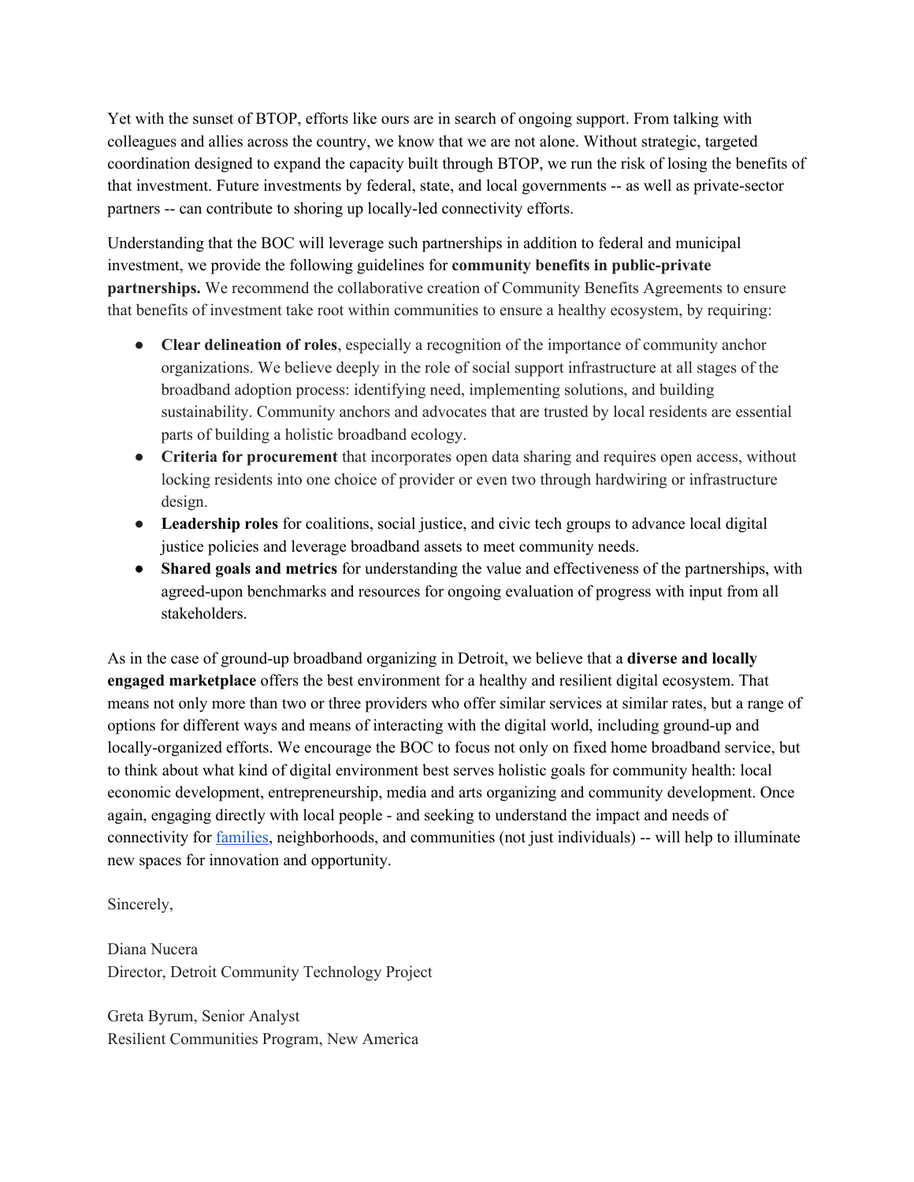Yet with the sunset of BTOP, efforts like ours are in search of ongoing support. From talking with colleagues and allies across the country, we know that we are not alone. Without strategic, targeted coordination designed to expand the capacity built through BTOP, we run the risk of losing the benefits of that investment. Future investments by federal, state, and local governments -- as well as private-sector partners -- can contribute to shoring up locally-led connectivity efforts.

Understanding that the BOC will leverage such partnerships in addition to federal and municipal investment, we provide the following guidelines for **community benefits in public-private partnerships.** We recommend the collaborative creation of Community Benefits Agreements to ensure that benefits of investment take root within communities to ensure a healthy ecosystem, by requiring:

- **Clear delineation of roles**, especially a recognition of the importance of community anchor organizations. We believe deeply in the role of social support infrastructure at all stages of the broadband adoption process: identifying need, implementing solutions, and building sustainability. Community anchors and advocates that are trusted by local residents are essential parts of building a holistic broadband ecology.
- **Criteria for procurement** that incorporates open data sharing and requires open access, without locking residents into one choice of provider or even two through hardwiring or infrastructure design.
- **Leadership roles** for coalitions, social justice, and civic tech groups to advance local digital justice policies and leverage broadband assets to meet community needs.
- **Shared goals and metrics** for understanding the value and effectiveness of the partnerships, with agreed-upon benchmarks and resources for ongoing evaluation of progress with input from all stakeholders.

As in the case of ground-up broadband organizing in Detroit, we believe that a **diverse and locally engaged marketplace** offers the best environment for a healthy and resilient digital ecosystem. That means not only more than two or three providers who offer similar services at similar rates, but a range of options for different ways and means of interacting with the digital world, including ground-up and locally-organized efforts. We encourage the BOC to focus not only on fixed home broadband service, but to think about what kind of digital environment best serves holistic goals for community health: local economic development, entrepreneurship, media and arts organizing and community development. Once again, engaging directly with local people - and seeking to understand the impact and needs of connectivity for families, neighborhoods, and communities (not just individuals) -- will help to illuminate new spaces for innovation and opportunity.

Sincerely,

Diana Nucera
Director, Detroit Community Technology Project

Greta Byrum, Senior Analyst
Resilient Communities Program, New America